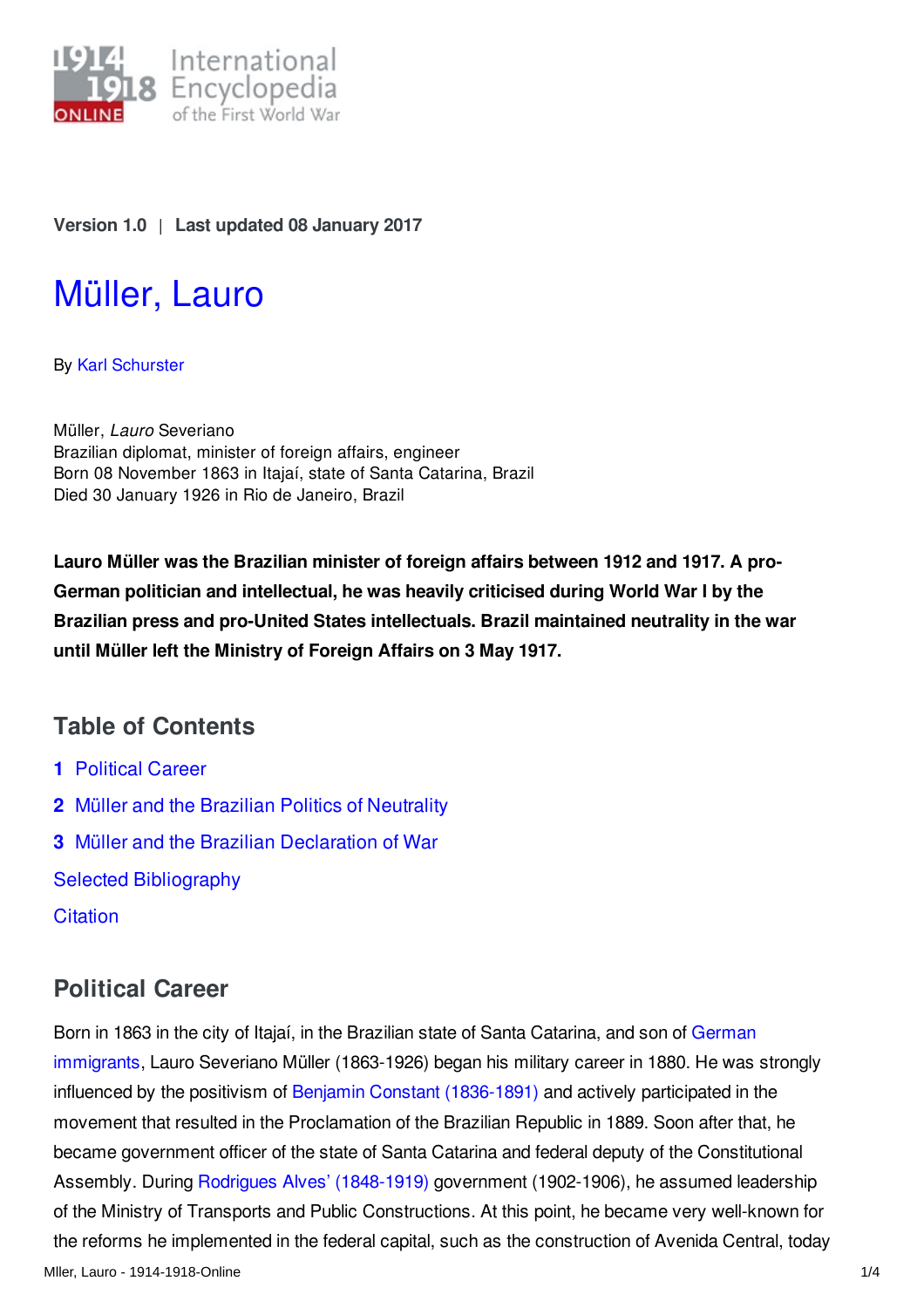Version 1.0 | Last updated 08 January 2017

# Müller, Lauro

By Karl Schurster

Müller, *Lauro* Severiano
Brazilian diplomat, minister of foreign affairs, engineer
Born 08 November 1863 in Itajaí, state of Santa Catarina, Brazil
Died 30 January 1926 in Rio de Janeiro, Brazil

**Lauro Müller was the Brazilian minister of foreign affairs between 1912 and 1917. A pro-German politician and intellectual, he was heavily criticised during World War I by the Brazilian press and pro-United States intellectuals. Brazil maintained neutrality in the war until Müller left the Ministry of Foreign Affairs on 3 May 1917.**

## Table of Contents

1. Political Career
2. Müller and the Brazilian Politics of Neutrality
3. Müller and the Brazilian Declaration of War

Selected Bibliography

Citation

## Political Career

Born in 1863 in the city of Itajaí, in the Brazilian state of Santa Catarina, and son of German immigrants, Lauro Severiano Müller (1863-1926) began his military career in 1880. He was strongly influenced by the positivism of Benjamin Constant (1836-1891) and actively participated in the movement that resulted in the Proclamation of the Brazilian Republic in 1889. Soon after that, he became government officer of the state of Santa Catarina and federal deputy of the Constitutional Assembly. During Rodrigues Alves' (1848-1919) government (1902-1906), he assumed leadership of the Ministry of Transports and Public Constructions. At this point, he became very well-known for the reforms he implemented in the federal capital, such as the construction of Avenida Central, today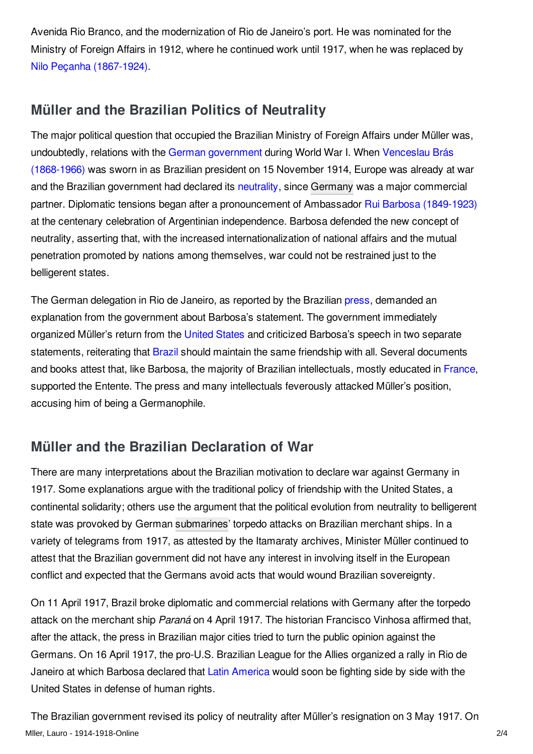Avenida Rio Branco, and the modernization of Rio de Janeiro's port. He was nominated for the Ministry of Foreign Affairs in 1912, where he continued work until 1917, when he was replaced by Nilo Peçanha (1867-1924).

## Müller and the Brazilian Politics of Neutrality

The major political question that occupied the Brazilian Ministry of Foreign Affairs under Müller was, undoubtedly, relations with the German government during World War I. When Venceslau Brás (1868-1966) was sworn in as Brazilian president on 15 November 1914, Europe was already at war and the Brazilian government had declared its neutrality, since Germany was a major commercial partner. Diplomatic tensions began after a pronouncement of Ambassador Rui Barbosa (1849-1923) at the centenary celebration of Argentinian independence. Barbosa defended the new concept of neutrality, asserting that, with the increased internationalization of national affairs and the mutual penetration promoted by nations among themselves, war could not be restrained just to the belligerent states.

The German delegation in Rio de Janeiro, as reported by the Brazilian press, demanded an explanation from the government about Barbosa's statement. The government immediately organized Müller's return from the United States and criticized Barbosa's speech in two separate statements, reiterating that Brazil should maintain the same friendship with all. Several documents and books attest that, like Barbosa, the majority of Brazilian intellectuals, mostly educated in France, supported the Entente. The press and many intellectuals feverously attacked Müller's position, accusing him of being a Germanophile.

## Müller and the Brazilian Declaration of War

There are many interpretations about the Brazilian motivation to declare war against Germany in 1917. Some explanations argue with the traditional policy of friendship with the United States, a continental solidarity; others use the argument that the political evolution from neutrality to belligerent state was provoked by German submarines' torpedo attacks on Brazilian merchant ships. In a variety of telegrams from 1917, as attested by the Itamaraty archives, Minister Müller continued to attest that the Brazilian government did not have any interest in involving itself in the European conflict and expected that the Germans avoid acts that would wound Brazilian sovereignty.

On 11 April 1917, Brazil broke diplomatic and commercial relations with Germany after the torpedo attack on the merchant ship *Paraná* on 4 April 1917. The historian Francisco Vinhosa affirmed that, after the attack, the press in Brazilian major cities tried to turn the public opinion against the Germans. On 16 April 1917, the pro-U.S. Brazilian League for the Allies organized a rally in Rio de Janeiro at which Barbosa declared that Latin America would soon be fighting side by side with the United States in defense of human rights.

The Brazilian government revised its policy of neutrality after Müller's resignation on 3 May 1917. On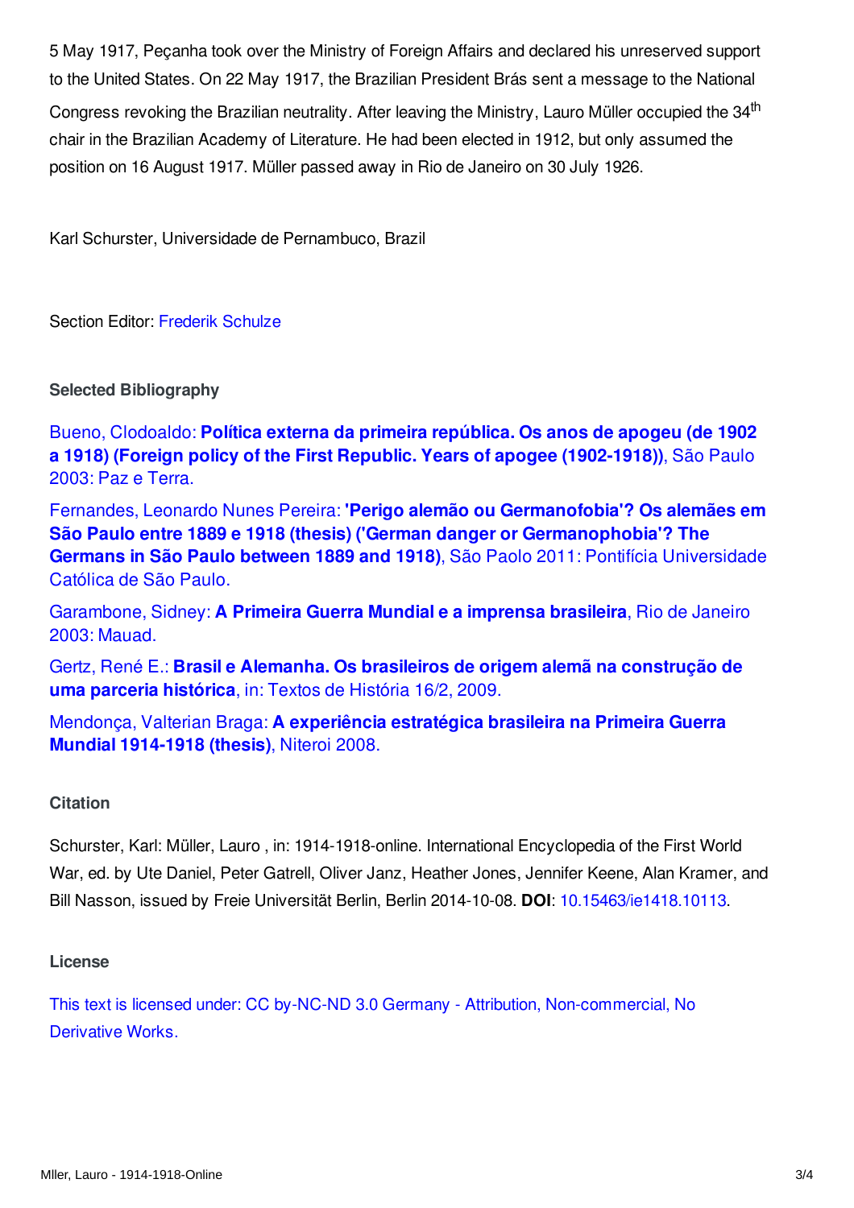5 May 1917, Peçanha took over the Ministry of Foreign Affairs and declared his unreserved support to the United States. On 22 May 1917, the Brazilian President Brás sent a message to the National Congress revoking the Brazilian neutrality. After leaving the Ministry, Lauro Müller occupied the 34th chair in the Brazilian Academy of Literature. He had been elected in 1912, but only assumed the position on 16 August 1917. Müller passed away in Rio de Janeiro on 30 July 1926.

Karl Schurster, Universidade de Pernambuco, Brazil

Section Editor: Frederik Schulze

### Selected Bibliography

Bueno, Clodoaldo: **Política externa da primeira república. Os anos de apogeu (de 1902 a 1918) (Foreign policy of the First Republic. Years of apogee (1902-1918))**, São Paulo 2003: Paz e Terra.

Fernandes, Leonardo Nunes Pereira: **'Perigo alemão ou Germanofobia'? Os alemães em São Paulo entre 1889 e 1918 (thesis) ('German danger or Germanophobia'? The Germans in São Paulo between 1889 and 1918)**, São Paolo 2011: Pontifícia Universidade Católica de São Paulo.

Garambone, Sidney: **A Primeira Guerra Mundial e a imprensa brasileira**, Rio de Janeiro 2003: Mauad.

Gertz, René E.: **Brasil e Alemanha. Os brasileiros de origem alemã na construção de uma parceria histórica**, in: Textos de História 16/2, 2009.

Mendonça, Valterian Braga: **A experiência estratégica brasileira na Primeira Guerra Mundial 1914-1918 (thesis)**, Niteroi 2008.

### Citation

Schurster, Karl: Müller, Lauro , in: 1914-1918-online. International Encyclopedia of the First World War, ed. by Ute Daniel, Peter Gatrell, Oliver Janz, Heather Jones, Jennifer Keene, Alan Kramer, and Bill Nasson, issued by Freie Universität Berlin, Berlin 2014-10-08. **DOI**: 10.15463/ie1418.10113.

### License

This text is licensed under: CC by-NC-ND 3.0 Germany - Attribution, Non-commercial, No Derivative Works.